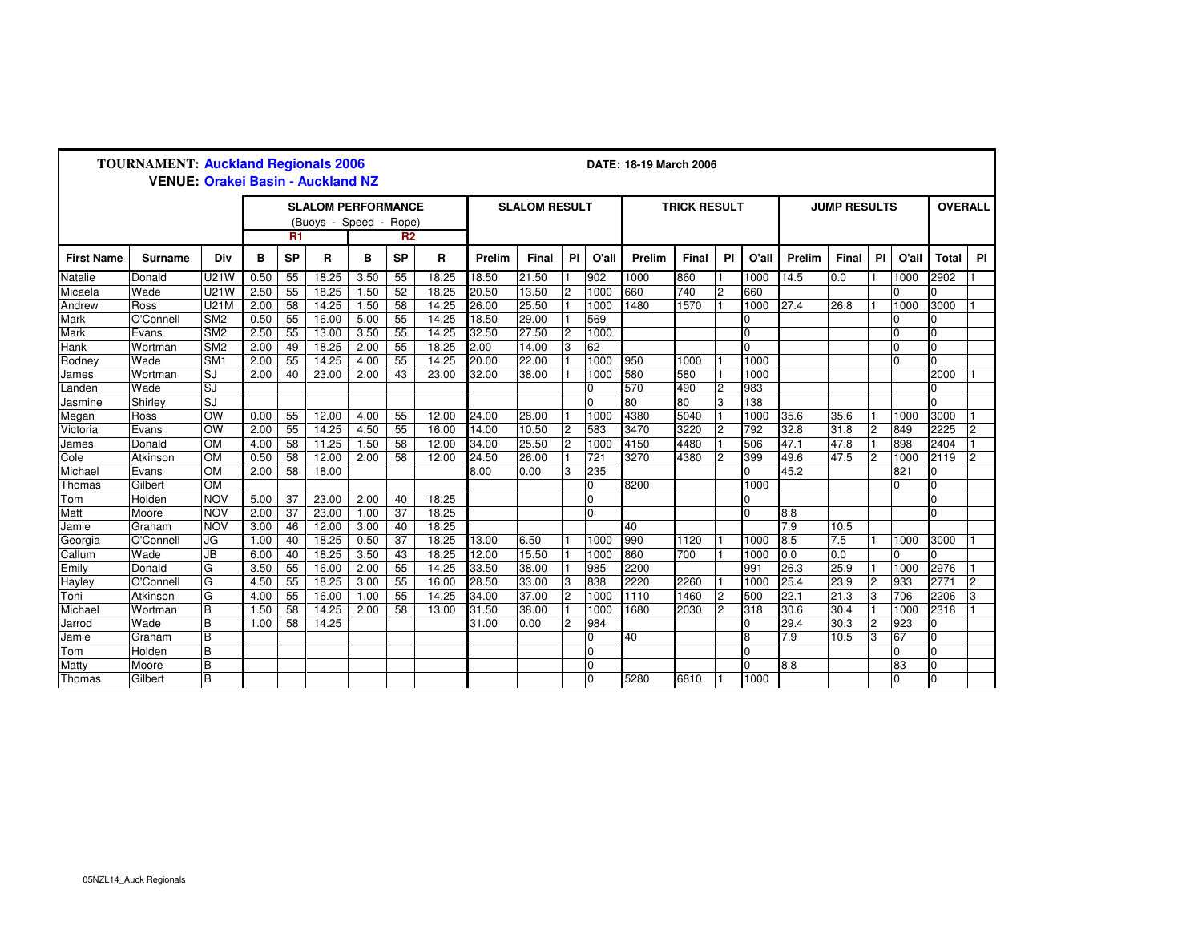**TOURNAMENT: Auckland Regionals 2006**
**VENUE: Orakei Basin - Auckland NZ**

**DATE: 18-19 March 2006**

| | | | SLALOM PERFORMANCE (Buoys - Speed - Rope) | | | | | | SLALOM RESULT | | | | TRICK RESULT | | | | JUMP RESULTS | | | | OVERALL | |
|---|---|---|---|---|---|---|---|---|---|---|---|---|---|---|---|---|---|---|---|---|---|---|
| | | | R1 | | | R2 | | | | | | | | | | | | | | | | |
| **First Name** | **Surname** | **Div** | **B** | **SP** | **R** | **B** | **SP** | **R** | **Prelim** | **Final** | **Pl** | **O'all** | **Prelim** | **Final** | **Pl** | **O'all** | **Prelim** | **Final** | **Pl** | **O'all** | **Total** | **Pl** |
| Natalie | Donald | U21W | 0.50 | 55 | 18.25 | 3.50 | 55 | 18.25 | 18.50 | 21.50 | 1 | 902 | 1000 | 860 | 1 | 1000 | 14.5 | 0.0 | 1 | 1000 | 2902 | 1 |
| Micaela | Wade | U21W | 2.50 | 55 | 18.25 | 1.50 | 52 | 18.25 | 20.50 | 13.50 | 2 | 1000 | 660 | 740 | 2 | 660 | | | | 0 | 0 | |
| Andrew | Ross | U21M | 2.00 | 58 | 14.25 | 1.50 | 58 | 14.25 | 26.00 | 25.50 | 1 | 1000 | 1480 | 1570 | 1 | 1000 | 27.4 | 26.8 | 1 | 1000 | 3000 | 1 |
| Mark | O'Connell | SM2 | 0.50 | 55 | 16.00 | 5.00 | 55 | 14.25 | 18.50 | 29.00 | 1 | 569 | | | | 0 | | | | 0 | 0 | |
| Mark | Evans | SM2 | 2.50 | 55 | 13.00 | 3.50 | 55 | 14.25 | 32.50 | 27.50 | 2 | 1000 | | | | 0 | | | | 0 | 0 | |
| Hank | Wortman | SM2 | 2.00 | 49 | 18.25 | 2.00 | 55 | 18.25 | 2.00 | 14.00 | 3 | 62 | | | | 0 | | | | 0 | 0 | |
| Rodney | Wade | SM1 | 2.00 | 55 | 14.25 | 4.00 | 55 | 14.25 | 20.00 | 22.00 | 1 | 1000 | 950 | 1000 | 1 | 1000 | | | | 0 | 0 | |
| James | Wortman | SJ | 2.00 | 40 | 23.00 | 2.00 | 43 | 23.00 | 32.00 | 38.00 | 1 | 1000 | 580 | 580 | 1 | 1000 | | | | | 2000 | 1 |
| Landen | Wade | SJ | | | | | | | | | | 0 | 570 | 490 | 2 | 983 | | | | | 0 | |
| Jasmine | Shirley | SJ | | | | | | | | | | 0 | 80 | 80 | 3 | 138 | | | | | 0 | |
| Megan | Ross | OW | 0.00 | 55 | 12.00 | 4.00 | 55 | 12.00 | 24.00 | 28.00 | 1 | 1000 | 4380 | 5040 | 1 | 1000 | 35.6 | 35.6 | 1 | 1000 | 3000 | 1 |
| Victoria | Evans | OW | 2.00 | 55 | 14.25 | 4.50 | 55 | 16.00 | 14.00 | 10.50 | 2 | 583 | 3470 | 3220 | 2 | 792 | 32.8 | 31.8 | 2 | 849 | 2225 | 2 |
| James | Donald | OM | 4.00 | 58 | 11.25 | 1.50 | 58 | 12.00 | 34.00 | 25.50 | 2 | 1000 | 4150 | 4480 | 1 | 506 | 47.1 | 47.8 | 1 | 898 | 2404 | 1 |
| Cole | Atkinson | OM | 0.50 | 58 | 12.00 | 2.00 | 58 | 12.00 | 24.50 | 26.00 | 1 | 721 | 3270 | 4380 | 2 | 399 | 49.6 | 47.5 | 2 | 1000 | 2119 | 2 |
| Michael | Evans | OM | 2.00 | 58 | 18.00 | | | | 8.00 | 0.00 | 3 | 235 | | | | 0 | 45.2 | | | 821 | 0 | |
| Thomas | Gilbert | OM | | | | | | | | | | 0 | 8200 | | | 1000 | | | | 0 | 0 | |
| Tom | Holden | NOV | 5.00 | 37 | 23.00 | 2.00 | 40 | 18.25 | | | | 0 | | | | 0 | | | | | 0 | |
| Matt | Moore | NOV | 2.00 | 37 | 23.00 | 1.00 | 37 | 18.25 | | | | 0 | | | | 0 | 8.8 | | | | 0 | |
| Jamie | Graham | NOV | 3.00 | 46 | 12.00 | 3.00 | 40 | 18.25 | | | | | 40 | | | | 7.9 | 10.5 | | | | |
| Georgia | O'Connell | JG | 1.00 | 40 | 18.25 | 0.50 | 37 | 18.25 | 13.00 | 6.50 | 1 | 1000 | 990 | 1120 | 1 | 1000 | 8.5 | 7.5 | 1 | 1000 | 3000 | 1 |
| Callum | Wade | JB | 6.00 | 40 | 18.25 | 3.50 | 43 | 18.25 | 12.00 | 15.50 | 1 | 1000 | 860 | 700 | 1 | 1000 | 0.0 | 0.0 | | 0 | 0 | |
| Emily | Donald | G | 3.50 | 55 | 16.00 | 2.00 | 55 | 14.25 | 33.50 | 38.00 | 1 | 985 | 2200 | | | 991 | 26.3 | 25.9 | 1 | 1000 | 2976 | 1 |
| Hayley | O'Connell | G | 4.50 | 55 | 18.25 | 3.00 | 55 | 16.00 | 28.50 | 33.00 | 3 | 838 | 2220 | 2260 | 1 | 1000 | 25.4 | 23.9 | 2 | 933 | 2771 | 2 |
| Toni | Atkinson | G | 4.00 | 55 | 16.00 | 1.00 | 55 | 14.25 | 34.00 | 37.00 | 2 | 1000 | 1110 | 1460 | 2 | 500 | 22.1 | 21.3 | 3 | 706 | 2206 | 3 |
| Michael | Wortman | B | 1.50 | 58 | 14.25 | 2.00 | 58 | 13.00 | 31.50 | 38.00 | 1 | 1000 | 1680 | 2030 | 2 | 318 | 30.6 | 30.4 | 1 | 1000 | 2318 | 1 |
| Jarrod | Wade | B | 1.00 | 58 | 14.25 | | | | 31.00 | 0.00 | 2 | 984 | | | | 0 | 29.4 | 30.3 | 2 | 923 | 0 | |
| Jamie | Graham | B | | | | | | | | | | 0 | 40 | | | 8 | 7.9 | 10.5 | 3 | 67 | 0 | |
| Tom | Holden | B | | | | | | | | | | 0 | | | | 0 | | | | 0 | 0 | |
| Matty | Moore | B | | | | | | | | | | 0 | | | | 0 | 8.8 | | | 83 | 0 | |
| Thomas | Gilbert | B | | | | | | | | | | 0 | 5280 | 6810 | 1 | 1000 | | | | 0 | 0 | |

05NZL14_Auck Regionals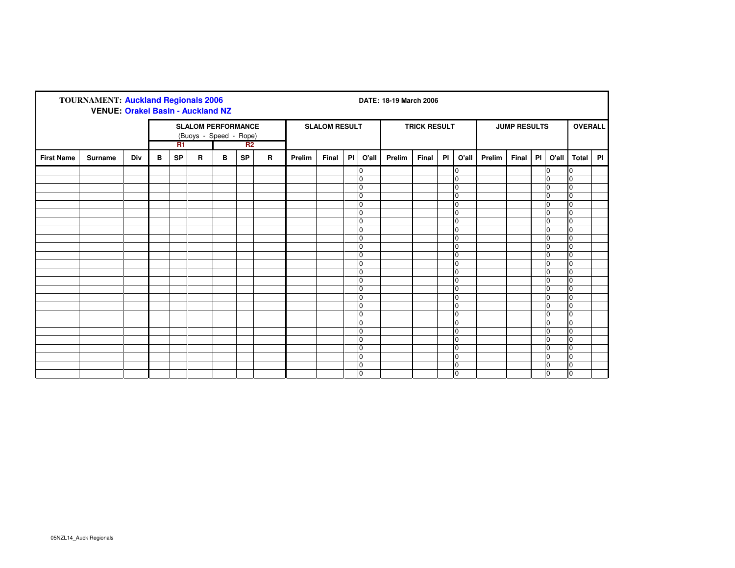**TOURNAMENT: Auckland Regionals 2006**
**VENUE: Orakei Basin - Auckland NZ**

**DATE: 18-19 March 2006**

| | | | SLALOM PERFORMANCE (Buoys - Speed - Rope) | | | | | | SLALOM RESULT | | | | TRICK RESULT | | | | JUMP RESULTS | | | | OVERALL | |
|---|---|---|---|---|---|---|---|---|---|---|---|---|---|---|---|---|---|---|---|---|---|---|
| | | | R1 | | | R2 | | | | | | | | | | | | | | | | |
| First Name | Surname | Div | B | SP | R | B | SP | R | Prelim | Final | Pl | O'all | Prelim | Final | Pl | O'all | Prelim | Final | Pl | O'all | Total | Pl |
| | | | | | | | | | | | | 0 | | | | 0 | | | | 0 | 0 | |
| | | | | | | | | | | | | 0 | | | | 0 | | | | 0 | 0 | |
| | | | | | | | | | | | | 0 | | | | 0 | | | | 0 | 0 | |
| | | | | | | | | | | | | 0 | | | | 0 | | | | 0 | 0 | |
| | | | | | | | | | | | | 0 | | | | 0 | | | | 0 | 0 | |
| | | | | | | | | | | | | 0 | | | | 0 | | | | 0 | 0 | |
| | | | | | | | | | | | | 0 | | | | 0 | | | | 0 | 0 | |
| | | | | | | | | | | | | 0 | | | | 0 | | | | 0 | 0 | |
| | | | | | | | | | | | | 0 | | | | 0 | | | | 0 | 0 | |
| | | | | | | | | | | | | 0 | | | | 0 | | | | 0 | 0 | |
| | | | | | | | | | | | | 0 | | | | 0 | | | | 0 | 0 | |
| | | | | | | | | | | | | 0 | | | | 0 | | | | 0 | 0 | |
| | | | | | | | | | | | | 0 | | | | 0 | | | | 0 | 0 | |
| | | | | | | | | | | | | 0 | | | | 0 | | | | 0 | 0 | |
| | | | | | | | | | | | | 0 | | | | 0 | | | | 0 | 0 | |
| | | | | | | | | | | | | 0 | | | | 0 | | | | 0 | 0 | |
| | | | | | | | | | | | | 0 | | | | 0 | | | | 0 | 0 | |
| | | | | | | | | | | | | 0 | | | | 0 | | | | 0 | 0 | |
| | | | | | | | | | | | | 0 | | | | 0 | | | | 0 | 0 | |
| | | | | | | | | | | | | 0 | | | | 0 | | | | 0 | 0 | |
| | | | | | | | | | | | | 0 | | | | 0 | | | | 0 | 0 | |
| | | | | | | | | | | | | 0 | | | | 0 | | | | 0 | 0 | |
| | | | | | | | | | | | | 0 | | | | 0 | | | | 0 | 0 | |
| | | | | | | | | | | | | 0 | | | | 0 | | | | 0 | 0 | |
| | | | | | | | | | | | | 0 | | | | 0 | | | | 0 | 0 | |

05NZL14_Auck Regionals